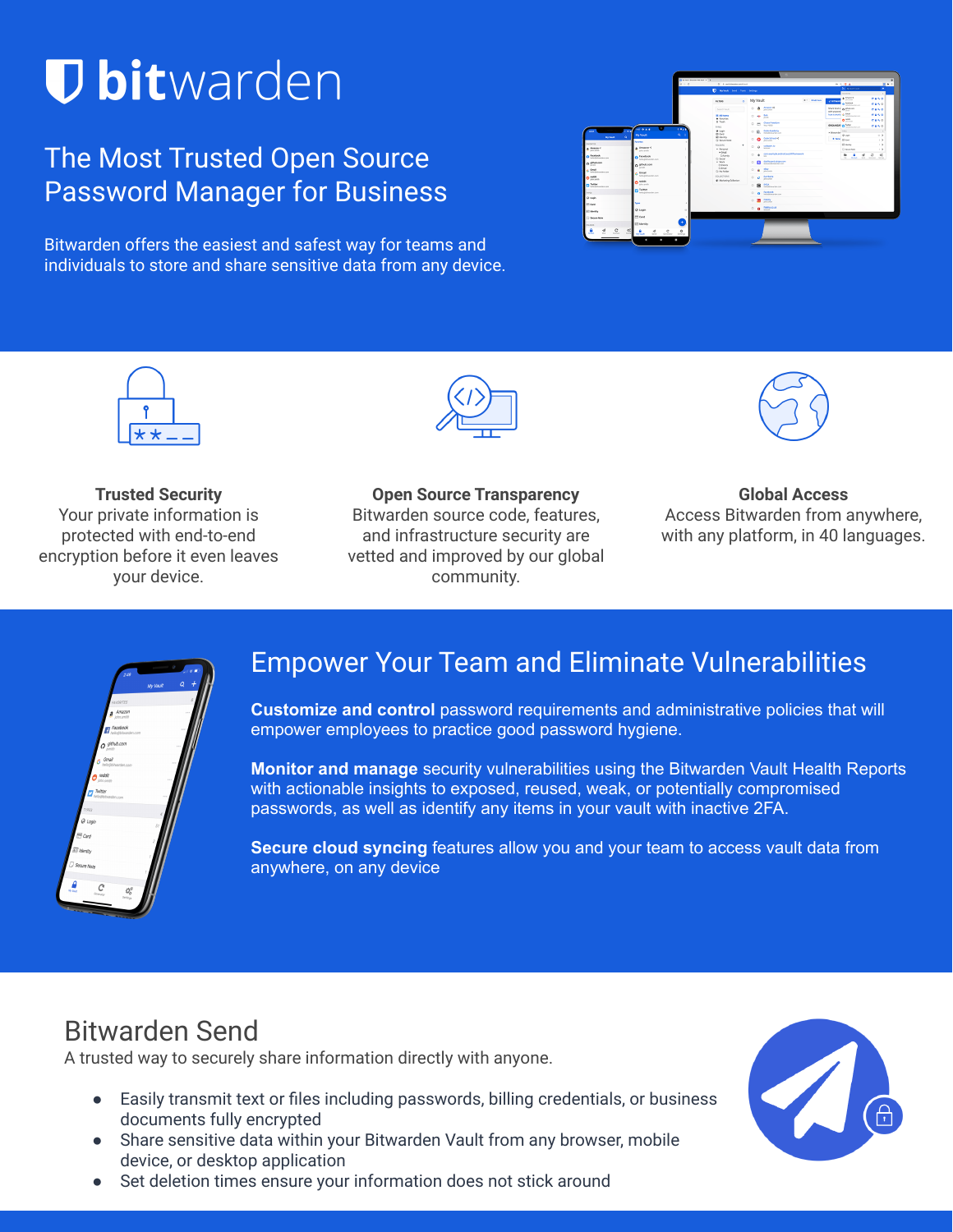# bitwarden

## The Most Trusted Open Source Password Manager for Business

Bitwarden offers the easiest and safest way for teams and individuals to store and share sensitive data from any device.

**Trusted Security**
Your private information is protected with end-to-end encryption before it even leaves your device.

**Open Source Transparency**
Bitwarden source code, features, and infrastructure security are vetted and improved by our global community.

**Global Access**
Access Bitwarden from anywhere, with any platform, in 40 languages.

## Empower Your Team and Eliminate Vulnerabilities

**Customize and control** password requirements and administrative policies that will empower employees to practice good password hygiene.

**Monitor and manage** security vulnerabilities using the Bitwarden Vault Health Reports with actionable insights to exposed, reused, weak, or potentially compromised passwords, as well as identify any items in your vault with inactive 2FA.

**Secure cloud syncing** features allow you and your team to access vault data from anywhere, on any device

## Bitwarden Send

A trusted way to securely share information directly with anyone.

- Easily transmit text or files including passwords, billing credentials, or business documents fully encrypted
- Share sensitive data within your Bitwarden Vault from any browser, mobile device, or desktop application
- Set deletion times ensure your information does not stick around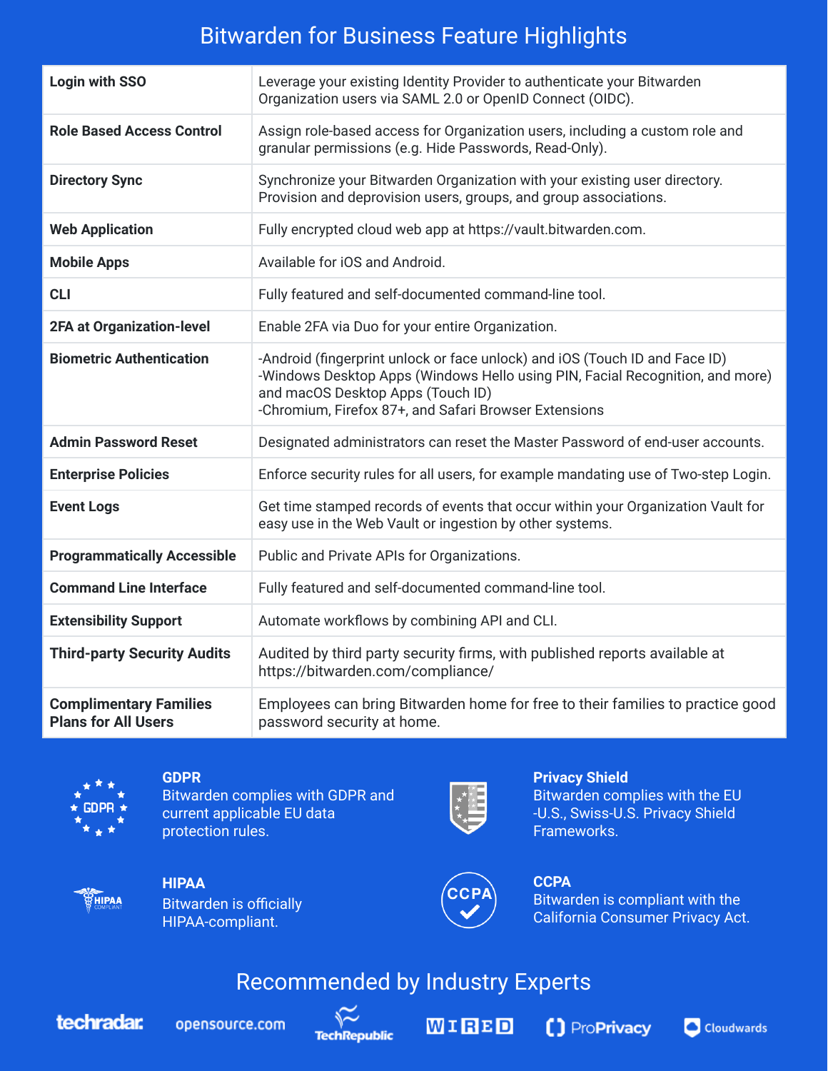# Bitwarden for Business Feature Highlights

| | |
|---|---|
| **Login with SSO** | Leverage your existing Identity Provider to authenticate your Bitwarden Organization users via SAML 2.0 or OpenID Connect (OIDC). |
| **Role Based Access Control** | Assign role-based access for Organization users, including a custom role and granular permissions (e.g. Hide Passwords, Read-Only). |
| **Directory Sync** | Synchronize your Bitwarden Organization with your existing user directory. Provision and deprovision users, groups, and group associations. |
| **Web Application** | Fully encrypted cloud web app at https://vault.bitwarden.com. |
| **Mobile Apps** | Available for iOS and Android. |
| **CLI** | Fully featured and self-documented command-line tool. |
| **2FA at Organization-level** | Enable 2FA via Duo for your entire Organization. |
| **Biometric Authentication** | -Android (fingerprint unlock or face unlock) and iOS (Touch ID and Face ID)<br>-Windows Desktop Apps (Windows Hello using PIN, Facial Recognition, and more) and macOS Desktop Apps (Touch ID)<br>-Chromium, Firefox 87+, and Safari Browser Extensions |
| **Admin Password Reset** | Designated administrators can reset the Master Password of end-user accounts. |
| **Enterprise Policies** | Enforce security rules for all users, for example mandating use of Two-step Login. |
| **Event Logs** | Get time stamped records of events that occur within your Organization Vault for easy use in the Web Vault or ingestion by other systems. |
| **Programmatically Accessible** | Public and Private APIs for Organizations. |
| **Command Line Interface** | Fully featured and self-documented command-line tool. |
| **Extensibility Support** | Automate workflows by combining API and CLI. |
| **Third-party Security Audits** | Audited by third party security firms, with published reports available at https://bitwarden.com/compliance/ |
| **Complimentary Families Plans for All Users** | Employees can bring Bitwarden home for free to their families to practice good password security at home. |

**GDPR**
Bitwarden complies with GDPR and current applicable EU data protection rules.

**Privacy Shield**
Bitwarden complies with the EU -U.S., Swiss-U.S. Privacy Shield Frameworks.

**HIPAA**
Bitwarden is officially HIPAA-compliant.

**CCPA**
Bitwarden is compliant with the California Consumer Privacy Act.

## Recommended by Industry Experts

techradar. opensource.com TechRepublic WIRED ProPrivacy Cloudwards